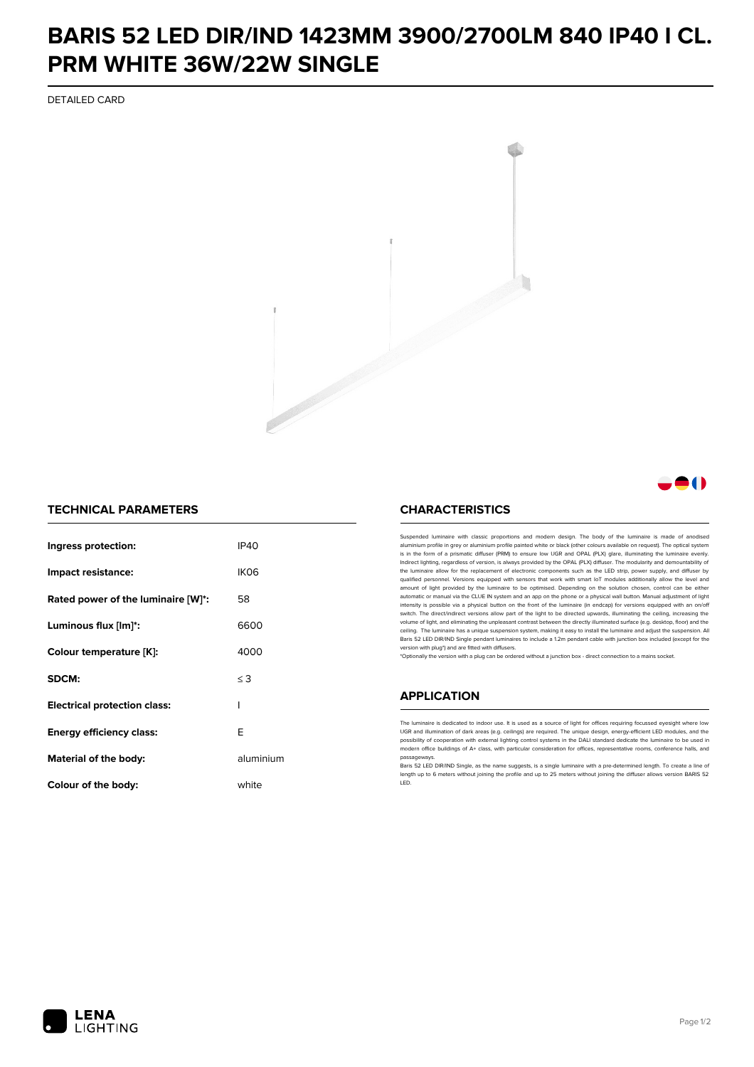# BARIS 52 LED DIR/IND 1423MM 3900/2700LM 840 IP40 I CL. PRM WHITE 36W/22W SINGLE

DETAILED CARD

## TECHNICAL PARAMETERS

| | |
|---|---|
| **Ingress protection:** | IP40 |
| **Impact resistance:** | IK06 |
| **Rated power of the luminaire [W]*:** | 58 |
| **Luminous flux [lm]*:** | 6600 |
| **Colour temperature [K]:** | 4000 |
| **SDCM:** | ≤ 3 |
| **Electrical protection class:** | I |
| **Energy efficiency class:** | E |
| **Material of the body:** | aluminium |
| **Colour of the body:** | white |

## CHARACTERISTICS

Suspended luminaire with classic proportions and modern design. The body of the luminaire is made of anodised aluminium profile in grey or aluminium profile painted white or black (other colours available on request). The optical system is in the form of a prismatic diffuser (PRM) to ensure low UGR and OPAL (PLX) glare, illuminating the luminaire evenly. Indirect lighting, regardless of version, is always provided by the OPAL (PLX) diffuser. The modularity and demountability of the luminaire allow for the replacement of electronic components such as the LED strip, power supply, and diffuser by qualified personnel. Versions equipped with sensors that work with smart IoT modules additionally allow the level and amount of light provided by the luminaire to be optimised. Depending on the solution chosen, control can be either automatic or manual via the CLUE IN system and an app on the phone or a physical wall button. Manual adjustment of light intensity is possible via a physical button on the front of the luminaire (in endcap) for versions equipped with an on/off switch. The direct/indirect versions allow part of the light to be directed upwards, illuminating the ceiling, increasing the volume of light, and eliminating the unpleasant contrast between the directly illuminated surface (e.g. desktop, floor) and the ceiling. The luminaire has a unique suspension system, making it easy to install the luminaire and adjust the suspension. All Baris 52 LED DIR/IND Single pendant luminaires to include a 1.2m pendant cable with junction box included (except for the version with plug*) and are fitted with diffusers.

*Optionally the version with a plug can be ordered without a junction box - direct connection to a mains socket.

## APPLICATION

The luminaire is dedicated to indoor use. It is used as a source of light for offices requiring focussed eyesight where low UGR and illumination of dark areas (e.g. ceilings) are required. The unique design, energy-efficient LED modules, and the possibility of cooperation with external lighting control systems in the DALI standard dedicate the luminaire to be used in modern office buildings of A+ class, with particular consideration for offices, representative rooms, conference halls, and passageways.

Baris 52 LED DIR/IND Single, as the name suggests, is a single luminaire with a pre-determined length. To create a line of length up to 6 meters without joining the profile and up to 25 meters without joining the diffuser allows version BARIS 52 LED.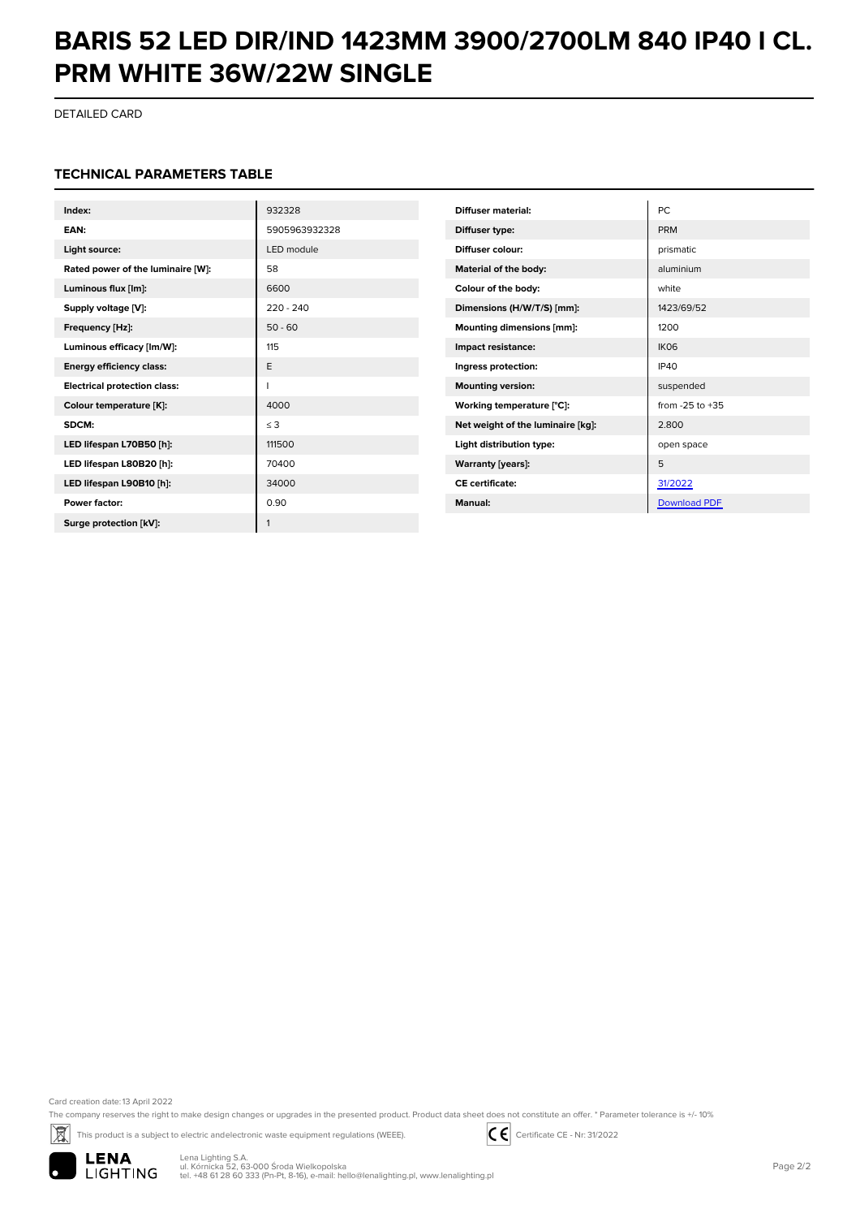# BARIS 52 LED DIR/IND 1423MM 3900/2700LM 840 IP40 I CL. PRM WHITE 36W/22W SINGLE

DETAILED CARD

## TECHNICAL PARAMETERS TABLE

| | |
|---|---|
| **Index:** | 932328 |
| **EAN:** | 5905963932328 |
| **Light source:** | LED module |
| **Rated power of the luminaire [W]:** | 58 |
| **Luminous flux [lm]:** | 6600 |
| **Supply voltage [V]:** | 220 - 240 |
| **Frequency [Hz]:** | 50 - 60 |
| **Luminous efficacy [lm/W]:** | 115 |
| **Energy efficiency class:** | E |
| **Electrical protection class:** | I |
| **Colour temperature [K]:** | 4000 |
| **SDCM:** | ≤ 3 |
| **LED lifespan L70B50 [h]:** | 111500 |
| **LED lifespan L80B20 [h]:** | 70400 |
| **LED lifespan L90B10 [h]:** | 34000 |
| **Power factor:** | 0.90 |
| **Surge protection [kV]:** | 1 |

| | |
|---|---|
| **Diffuser material:** | PC |
| **Diffuser type:** | PRM |
| **Diffuser colour:** | prismatic |
| **Material of the body:** | aluminium |
| **Colour of the body:** | white |
| **Dimensions (H/W/T/S) [mm]:** | 1423/69/52 |
| **Mounting dimensions [mm]:** | 1200 |
| **Impact resistance:** | IK06 |
| **Ingress protection:** | IP40 |
| **Mounting version:** | suspended |
| **Working temperature [°C]:** | from -25 to +35 |
| **Net weight of the luminaire [kg]:** | 2.800 |
| **Light distribution type:** | open space |
| **Warranty [years]:** | 5 |
| **CE certificate:** | 31/2022 |
| **Manual:** | Download PDF |

Card creation date: 13 April 2022

The company reserves the right to make design changes or upgrades in the presented product. Product data sheet does not constitute an offer. * Parameter tolerance is +/- 10%

This product is a subject to electric andelectronic waste equipment regulations (WEEE).

Certificate CE - Nr: 31/2022

Lena Lighting S.A.
ul. Kórnicka 52, 63-000 Środa Wielkopolska
tel. +48 61 28 60 333 (Pn-Pt, 8-16), e-mail: hello@lenalighting.pl, www.lenalighting.pl